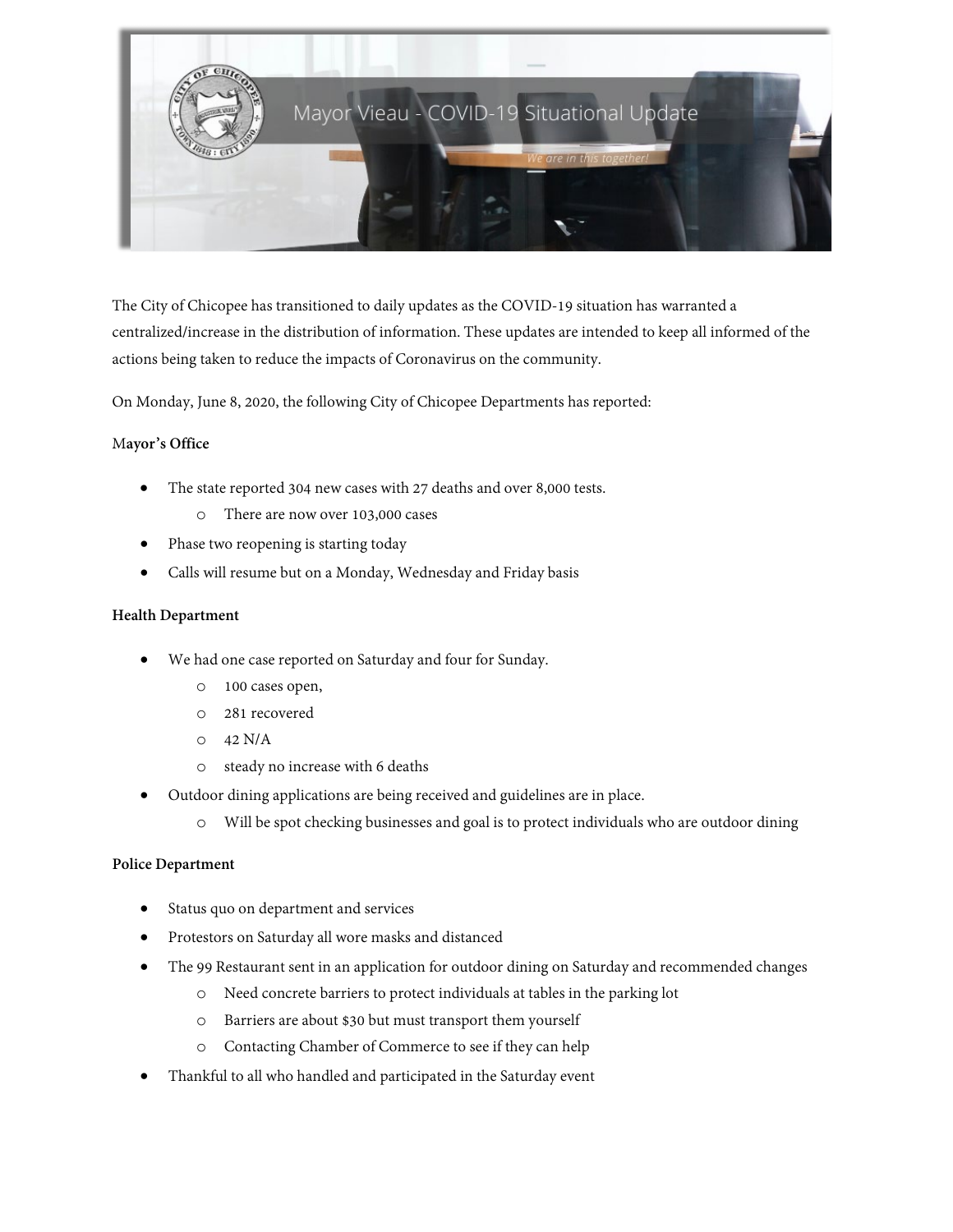Mayor Vieau - COVID-19 Situational Update

*We are in this together!*

The City of Chicopee has transitioned to daily updates as the COVID-19 situation has warranted a centralized/increase in the distribution of information. These updates are intended to keep all informed of the actions being taken to reduce the impacts of Coronavirus on the community.

On Monday, June 8, 2020, the following City of Chicopee Departments has reported:

**Mayor's Office**

- The state reported 304 new cases with 27 deaths and over 8,000 tests.
  - There are now over 103,000 cases
- Phase two reopening is starting today
- Calls will resume but on a Monday, Wednesday and Friday basis

**Health Department**

- We had one case reported on Saturday and four for Sunday.
  - 100 cases open,
  - 281 recovered
  - 42 N/A
  - steady no increase with 6 deaths
- Outdoor dining applications are being received and guidelines are in place.
  - Will be spot checking businesses and goal is to protect individuals who are outdoor dining

**Police Department**

- Status quo on department and services
- Protestors on Saturday all wore masks and distanced
- The 99 Restaurant sent in an application for outdoor dining on Saturday and recommended changes
  - Need concrete barriers to protect individuals at tables in the parking lot
  - Barriers are about $30 but must transport them yourself
  - Contacting Chamber of Commerce to see if they can help
- Thankful to all who handled and participated in the Saturday event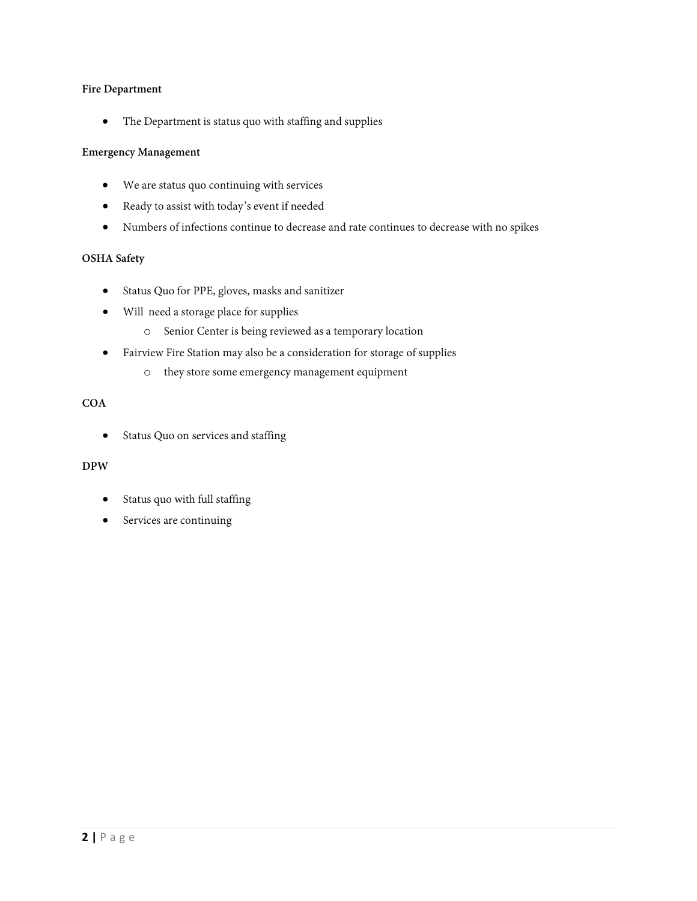**Fire Department**

- The Department is status quo with staffing and supplies

**Emergency Management**

- We are status quo continuing with services
- Ready to assist with today's event if needed
- Numbers of infections continue to decrease and rate continues to decrease with no spikes

**OSHA Safety**

- Status Quo for PPE, gloves, masks and sanitizer
- Will need a storage place for supplies
    - Senior Center is being reviewed as a temporary location
- Fairview Fire Station may also be a consideration for storage of supplies
    - they store some emergency management equipment

**COA**

- Status Quo on services and staffing

**DPW**

- Status quo with full staffing
- Services are continuing